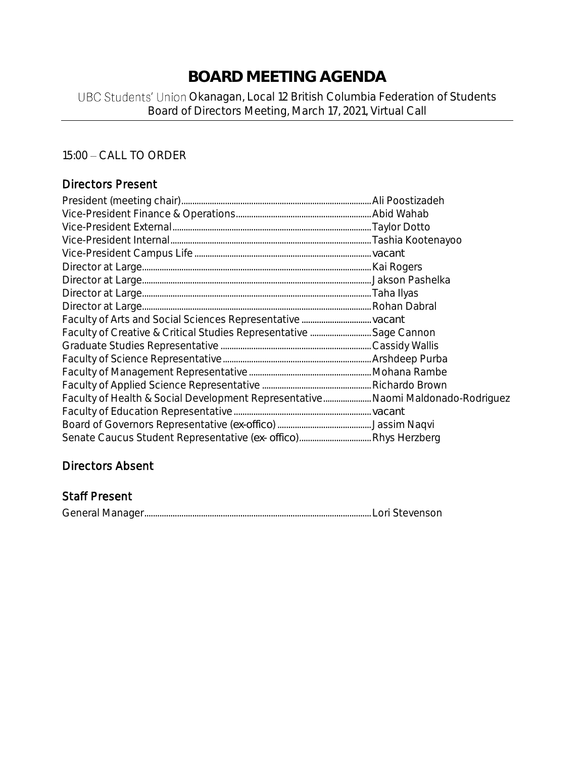# BOARD MEETING AGENDA

UBC Students' Union Okanagan, Local 12 British Columbia Federation of Students
Board of Directors Meeting, March 17, 2021, Virtual Call

15:00 – CALL TO ORDER

## Directors Present

President (meeting chair)....................Ali Poostizadeh
Vice-President Finance & Operations....................Abid Wahab
Vice-President External....................Taylor Dotto
Vice-President Internal....................Tashia Kootenayoo
Vice-President Campus Life....................vacant
Director at Large....................Kai Rogers
Director at Large....................Jakson Pashelka
Director at Large....................Taha Ilyas
Director at Large....................Rohan Dabral
Faculty of Arts and Social Sciences Representative....................vacant
Faculty of Creative & Critical Studies Representative....................Sage Cannon
Graduate Studies Representative....................Cassidy Wallis
Faculty of Science Representative....................Arshdeep Purba
Faculty of Management Representative....................Mohana Rambe
Faculty of Applied Science Representative....................Richardo Brown
Faculty of Health & Social Development Representative....................Naomi Maldonado-Rodriguez
Faculty of Education Representative....................vacant
Board of Governors Representative (ex-offico)....................Jassim Naqvi
Senate Caucus Student Representative (ex- offico)....................Rhys Herzberg

## Directors Absent

## Staff Present

General Manager....................Lori Stevenson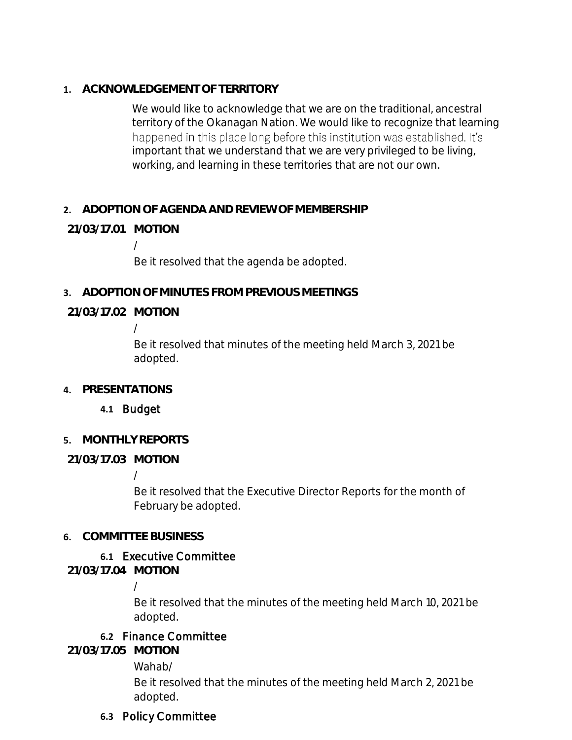## 1. ACKNOWLEDGEMENT OF TERRITORY

We would like to acknowledge that we are on the traditional, ancestral territory of the Okanagan Nation. We would like to recognize that learning happened in this place long before this institution was established. It's important that we understand that we are very privileged to be living, working, and learning in these territories that are not our own.

## 2. ADOPTION OF AGENDA AND REVIEW OF MEMBERSHIP

**21/03/17.01 MOTION**

/

Be it resolved that the agenda be adopted.

## 3. ADOPTION OF MINUTES FROM PREVIOUS MEETINGS

**21/03/17.02 MOTION**

/

Be it resolved that minutes of the meeting held March 3, 2021 be adopted.

## 4. PRESENTATIONS

### 4.1 Budget

## 5. MONTHLY REPORTS

**21/03/17.03 MOTION**

/

Be it resolved that the Executive Director Reports for the month of February be adopted.

## 6. COMMITTEE BUSINESS

### 6.1 Executive Committee

**21/03/17.04 MOTION**

/

Be it resolved that the minutes of the meeting held March 10, 2021 be adopted.

### 6.2 Finance Committee

**21/03/17.05 MOTION**

Wahab/

Be it resolved that the minutes of the meeting held March 2, 2021 be adopted.

### 6.3 Policy Committee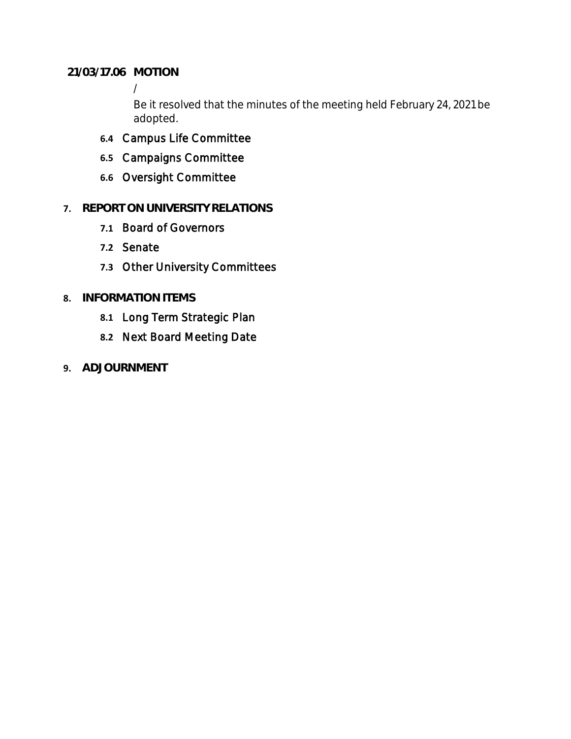**21/03/17.06 MOTION**

/

Be it resolved that the minutes of the meeting held February 24, 2021 be adopted.

- **6.4** Campus Life Committee
- **6.5** Campaigns Committee
- **6.6** Oversight Committee

**7. REPORT ON UNIVERSITY RELATIONS**

- **7.1** Board of Governors
- **7.2** Senate
- **7.3** Other University Committees

**8. INFORMATION ITEMS**

- **8.1** Long Term Strategic Plan
- **8.2** Next Board Meeting Date

**9. ADJOURNMENT**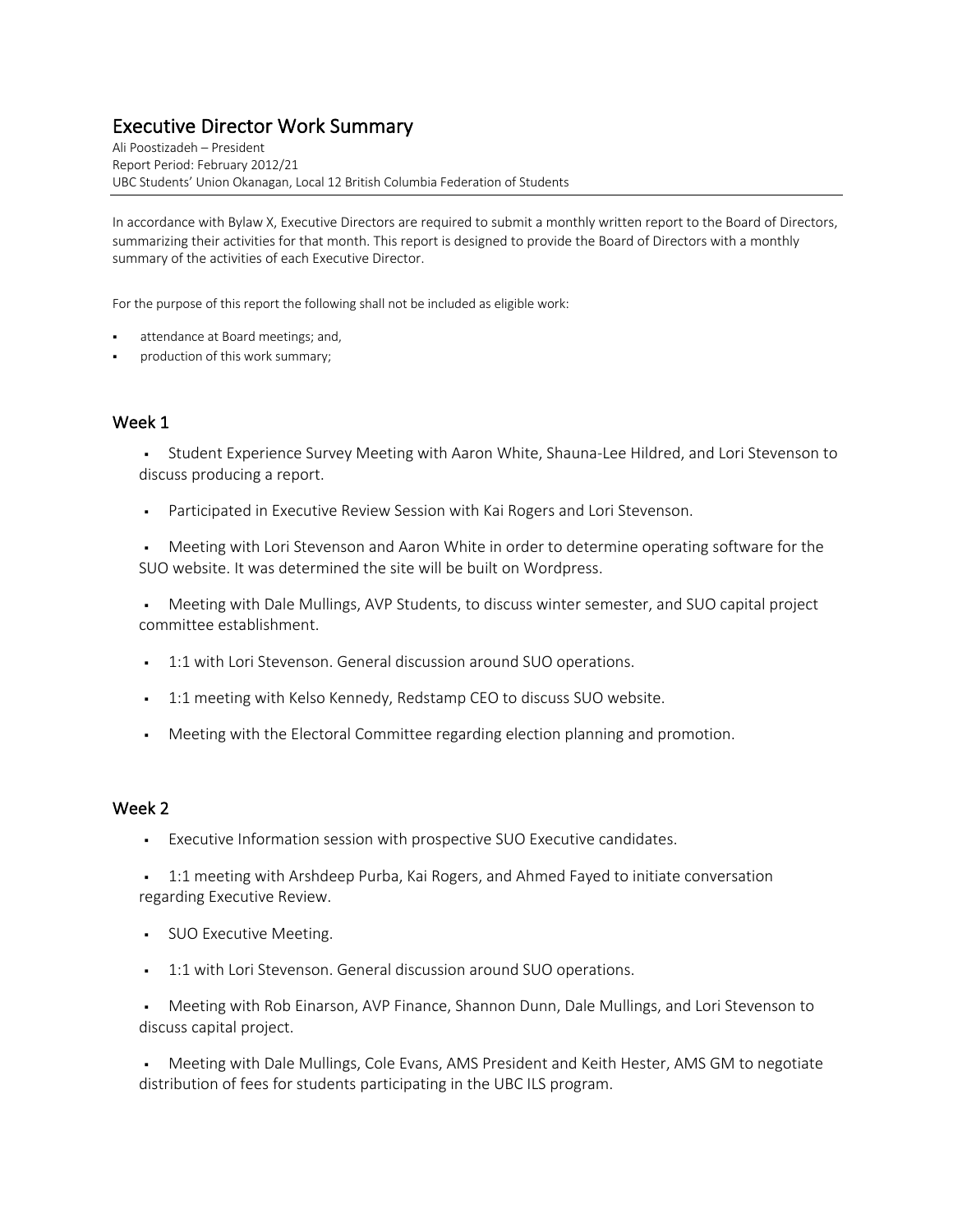# Executive Director Work Summary

Ali Poostizadeh – President
Report Period: February 2012/21
UBC Students' Union Okanagan, Local 12 British Columbia Federation of Students

In accordance with Bylaw X, Executive Directors are required to submit a monthly written report to the Board of Directors, summarizing their activities for that month. This report is designed to provide the Board of Directors with a monthly summary of the activities of each Executive Director.

For the purpose of this report the following shall not be included as eligible work:

- attendance at Board meetings; and,
- production of this work summary;

## Week 1

- Student Experience Survey Meeting with Aaron White, Shauna-Lee Hildred, and Lori Stevenson to discuss producing a report.
- Participated in Executive Review Session with Kai Rogers and Lori Stevenson.
- Meeting with Lori Stevenson and Aaron White in order to determine operating software for the SUO website. It was determined the site will be built on Wordpress.
- Meeting with Dale Mullings, AVP Students, to discuss winter semester, and SUO capital project committee establishment.
- 1:1 with Lori Stevenson. General discussion around SUO operations.
- 1:1 meeting with Kelso Kennedy, Redstamp CEO to discuss SUO website.
- Meeting with the Electoral Committee regarding election planning and promotion.

## Week 2

- Executive Information session with prospective SUO Executive candidates.
- 1:1 meeting with Arshdeep Purba, Kai Rogers, and Ahmed Fayed to initiate conversation regarding Executive Review.
- SUO Executive Meeting.
- 1:1 with Lori Stevenson. General discussion around SUO operations.
- Meeting with Rob Einarson, AVP Finance, Shannon Dunn, Dale Mullings, and Lori Stevenson to discuss capital project.
- Meeting with Dale Mullings, Cole Evans, AMS President and Keith Hester, AMS GM to negotiate distribution of fees for students participating in the UBC ILS program.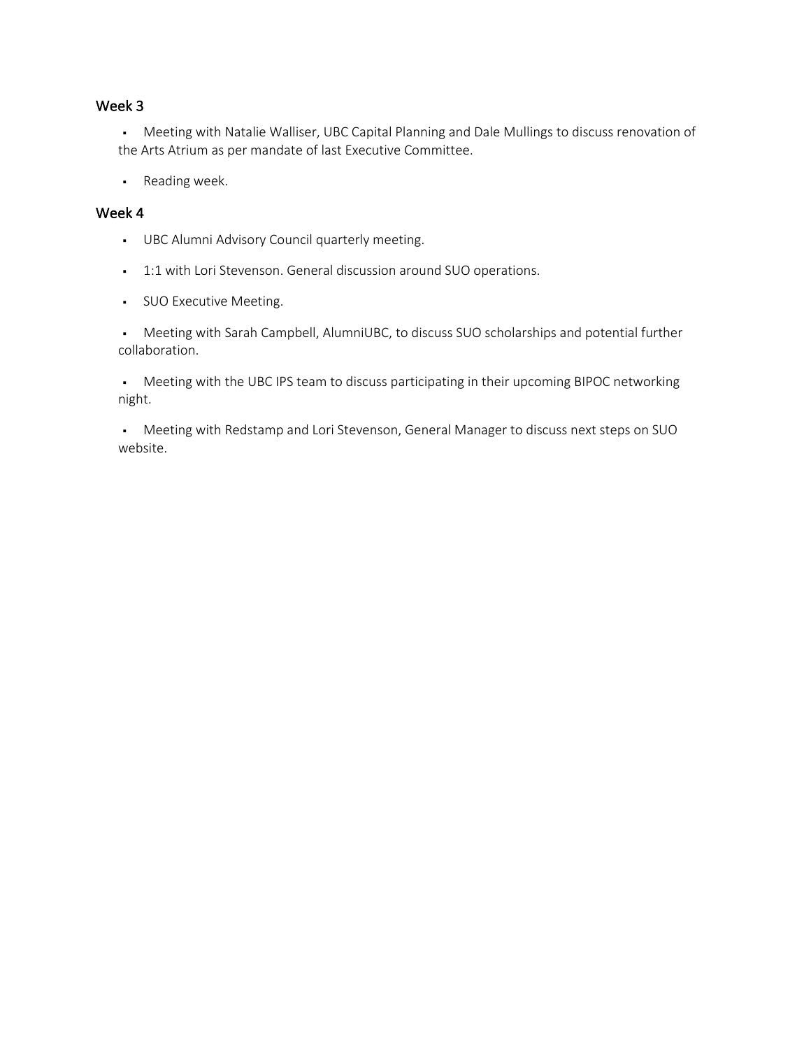## Week 3

- Meeting with Natalie Walliser, UBC Capital Planning and Dale Mullings to discuss renovation of the Arts Atrium as per mandate of last Executive Committee.
- Reading week.

## Week 4

- UBC Alumni Advisory Council quarterly meeting.
- 1:1 with Lori Stevenson. General discussion around SUO operations.
- SUO Executive Meeting.
- Meeting with Sarah Campbell, AlumniUBC, to discuss SUO scholarships and potential further collaboration.
- Meeting with the UBC IPS team to discuss participating in their upcoming BIPOC networking night.
- Meeting with Redstamp and Lori Stevenson, General Manager to discuss next steps on SUO website.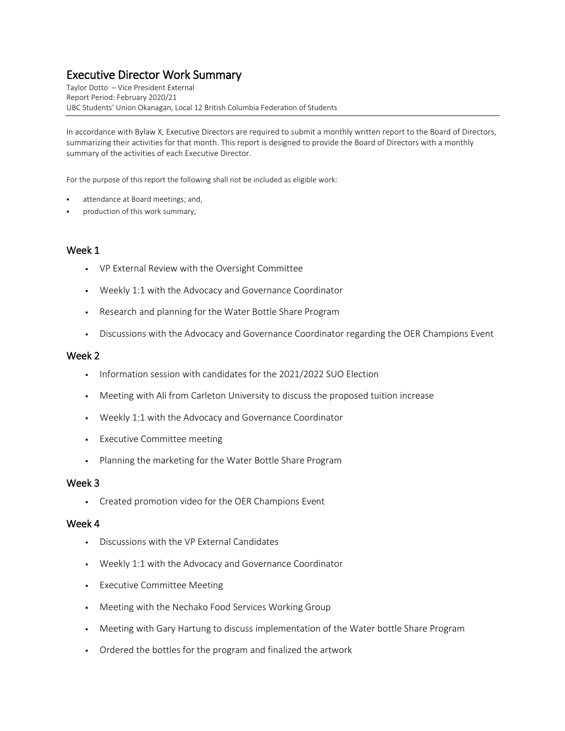# Executive Director Work Summary

Taylor Dotto – Vice President External
Report Period: February 2020/21
UBC Students' Union Okanagan, Local 12 British Columbia Federation of Students

In accordance with Bylaw X, Executive Directors are required to submit a monthly written report to the Board of Directors, summarizing their activities for that month. This report is designed to provide the Board of Directors with a monthly summary of the activities of each Executive Director.

For the purpose of this report the following shall not be included as eligible work:

- attendance at Board meetings; and,
- production of this work summary;

## Week 1

- VP External Review with the Oversight Committee
- Weekly 1:1 with the Advocacy and Governance Coordinator
- Research and planning for the Water Bottle Share Program
- Discussions with the Advocacy and Governance Coordinator regarding the OER Champions Event

## Week 2

- Information session with candidates for the 2021/2022 SUO Election
- Meeting with Ali from Carleton University to discuss the proposed tuition increase
- Weekly 1:1 with the Advocacy and Governance Coordinator
- Executive Committee meeting
- Planning the marketing for the Water Bottle Share Program

## Week 3

- Created promotion video for the OER Champions Event

## Week 4

- Discussions with the VP External Candidates
- Weekly 1:1 with the Advocacy and Governance Coordinator
- Executive Committee Meeting
- Meeting with the Nechako Food Services Working Group
- Meeting with Gary Hartung to discuss implementation of the Water bottle Share Program
- Ordered the bottles for the program and finalized the artwork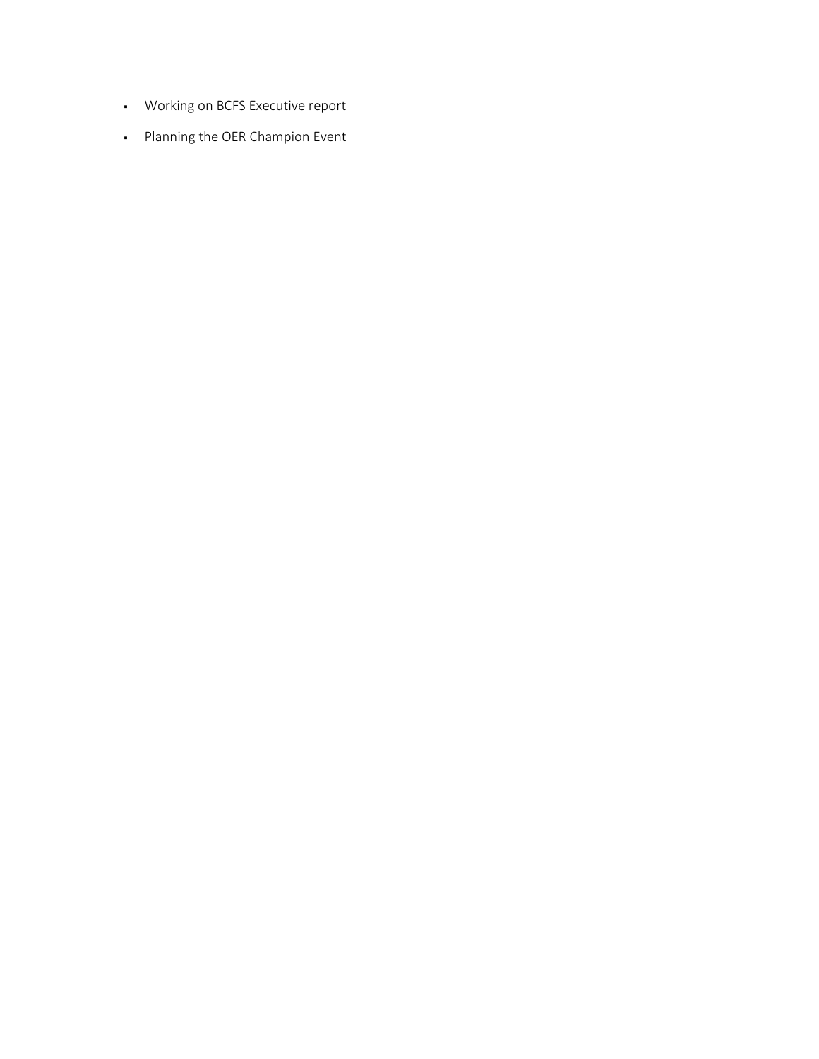- Working on BCFS Executive report
- Planning the OER Champion Event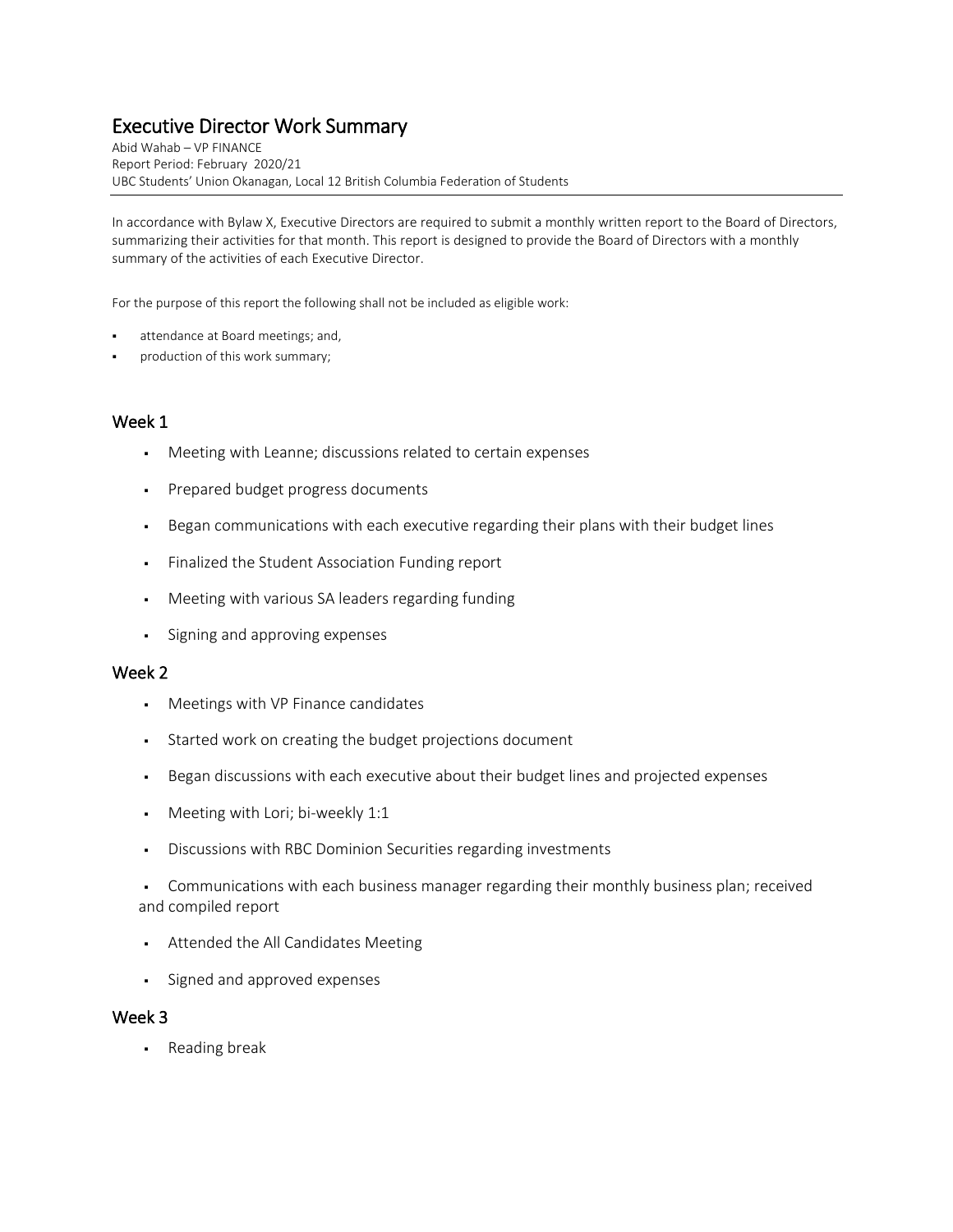# Executive Director Work Summary

Abid Wahab – VP FINANCE
Report Period: February 2020/21
UBC Students' Union Okanagan, Local 12 British Columbia Federation of Students

In accordance with Bylaw X, Executive Directors are required to submit a monthly written report to the Board of Directors, summarizing their activities for that month. This report is designed to provide the Board of Directors with a monthly summary of the activities of each Executive Director.

For the purpose of this report the following shall not be included as eligible work:

- attendance at Board meetings; and,
- production of this work summary;

## Week 1

- Meeting with Leanne; discussions related to certain expenses
- Prepared budget progress documents
- Began communications with each executive regarding their plans with their budget lines
- Finalized the Student Association Funding report
- Meeting with various SA leaders regarding funding
- Signing and approving expenses

## Week 2

- Meetings with VP Finance candidates
- Started work on creating the budget projections document
- Began discussions with each executive about their budget lines and projected expenses
- Meeting with Lori; bi-weekly 1:1
- Discussions with RBC Dominion Securities regarding investments
- Communications with each business manager regarding their monthly business plan; received and compiled report
- Attended the All Candidates Meeting
- Signed and approved expenses

## Week 3

- Reading break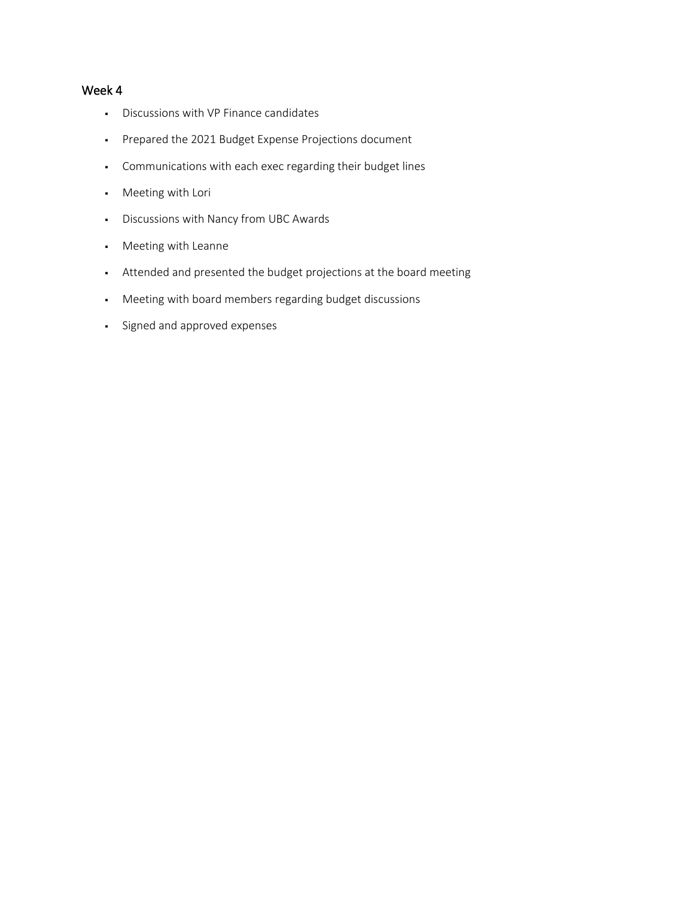## Week 4

- Discussions with VP Finance candidates
- Prepared the 2021 Budget Expense Projections document
- Communications with each exec regarding their budget lines
- Meeting with Lori
- Discussions with Nancy from UBC Awards
- Meeting with Leanne
- Attended and presented the budget projections at the board meeting
- Meeting with board members regarding budget discussions
- Signed and approved expenses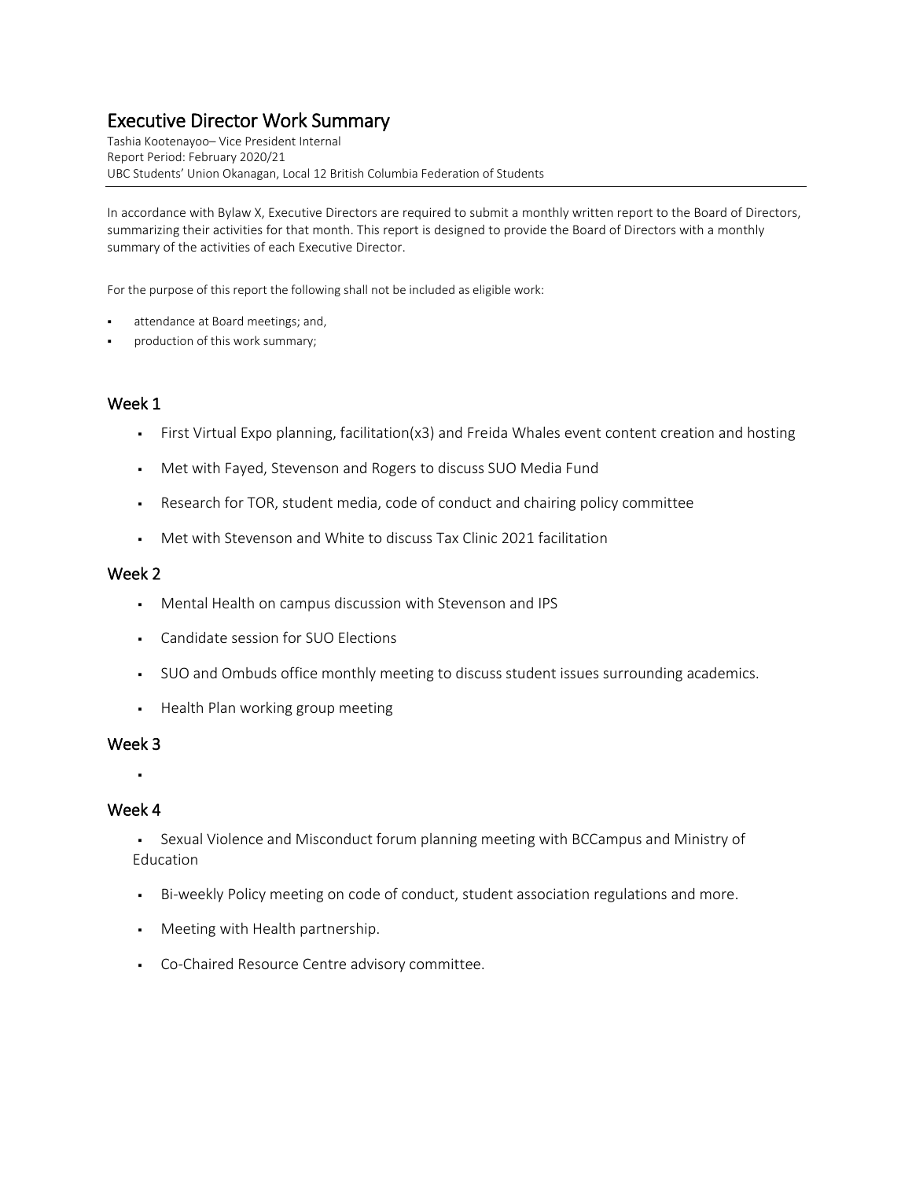# Executive Director Work Summary

Tashia Kootenayoo– Vice President Internal
Report Period: February 2020/21
UBC Students' Union Okanagan, Local 12 British Columbia Federation of Students

In accordance with Bylaw X, Executive Directors are required to submit a monthly written report to the Board of Directors, summarizing their activities for that month. This report is designed to provide the Board of Directors with a monthly summary of the activities of each Executive Director.

For the purpose of this report the following shall not be included as eligible work:

- attendance at Board meetings; and,
- production of this work summary;

## Week 1

- First Virtual Expo planning, facilitation(x3) and Freida Whales event content creation and hosting
- Met with Fayed, Stevenson and Rogers to discuss SUO Media Fund
- Research for TOR, student media, code of conduct and chairing policy committee
- Met with Stevenson and White to discuss Tax Clinic 2021 facilitation

## Week 2

- Mental Health on campus discussion with Stevenson and IPS
- Candidate session for SUO Elections
- SUO and Ombuds office monthly meeting to discuss student issues surrounding academics.
- Health Plan working group meeting

## Week 3

- 

## Week 4

- Sexual Violence and Misconduct forum planning meeting with BCCampus and Ministry of Education
- Bi-weekly Policy meeting on code of conduct, student association regulations and more.
- Meeting with Health partnership.
- Co-Chaired Resource Centre advisory committee.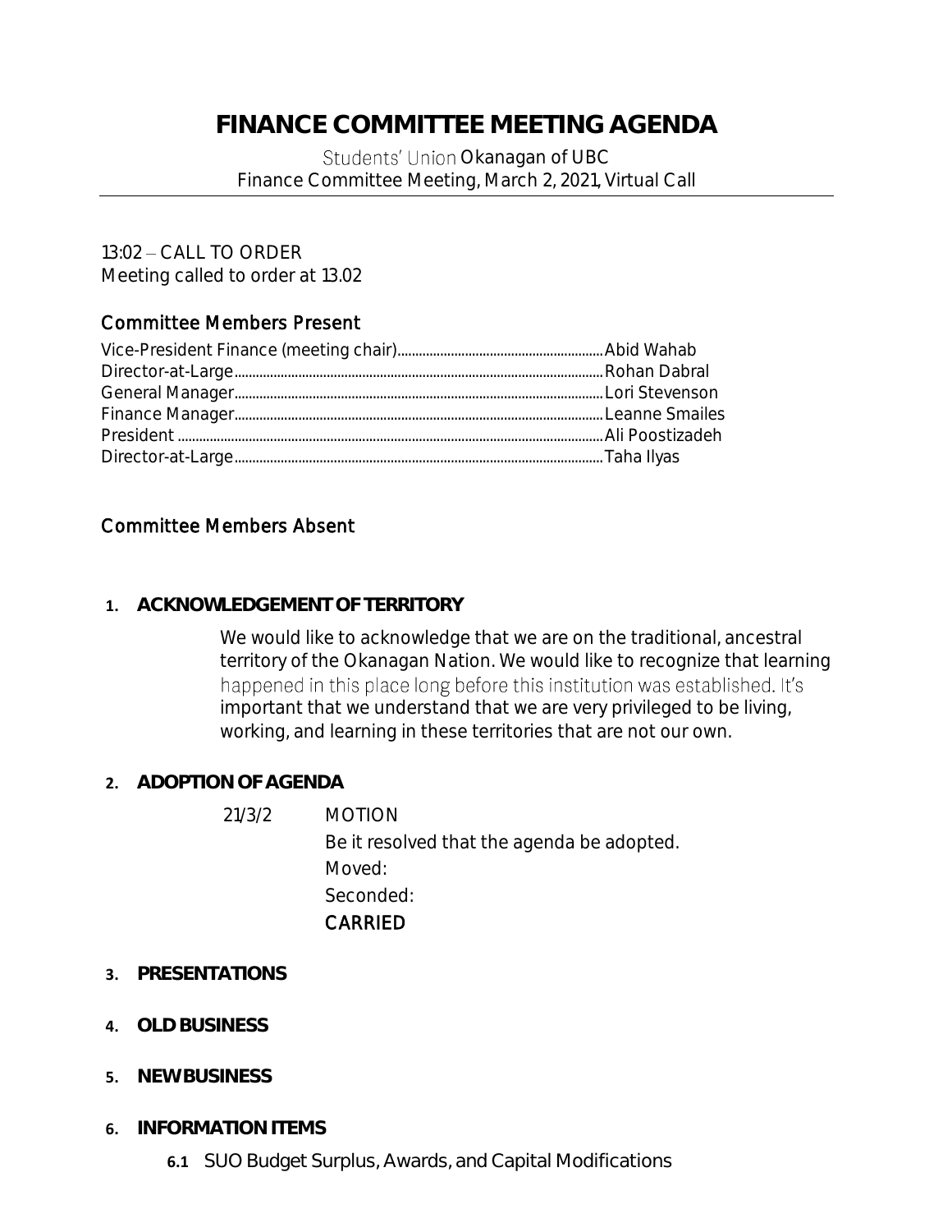# FINANCE COMMITTEE MEETING AGENDA

Students' Union Okanagan of UBC
Finance Committee Meeting, March 2, 2021, Virtual Call

13:02 – CALL TO ORDER
Meeting called to order at 13.02

## Committee Members Present

Vice-President Finance (meeting chair)........................................................Abid Wahab
Director-at-Large........................................................................................Rohan Dabral
General Manager........................................................................................Lori Stevenson
Finance Manager........................................................................................Leanne Smailes
President ....................................................................................................Ali Poostizadeh
Director-at-Large........................................................................................Taha Ilyas

## Committee Members Absent

1. **ACKNOWLEDGEMENT OF TERRITORY**

   We would like to acknowledge that we are on the traditional, ancestral territory of the Okanagan Nation. We would like to recognize that learning happened in this place long before this institution was established. It's important that we understand that we are very privileged to be living, working, and learning in these territories that are not our own.

2. **ADOPTION OF AGENDA**

   21/3/2 MOTION
   Be it resolved that the agenda be adopted.
   Moved:
   Seconded:
   CARRIED

3. **PRESENTATIONS**

4. **OLD BUSINESS**

5. **NEW BUSINESS**

6. **INFORMATION ITEMS**

   **6.1** SUO Budget Surplus, Awards, and Capital Modifications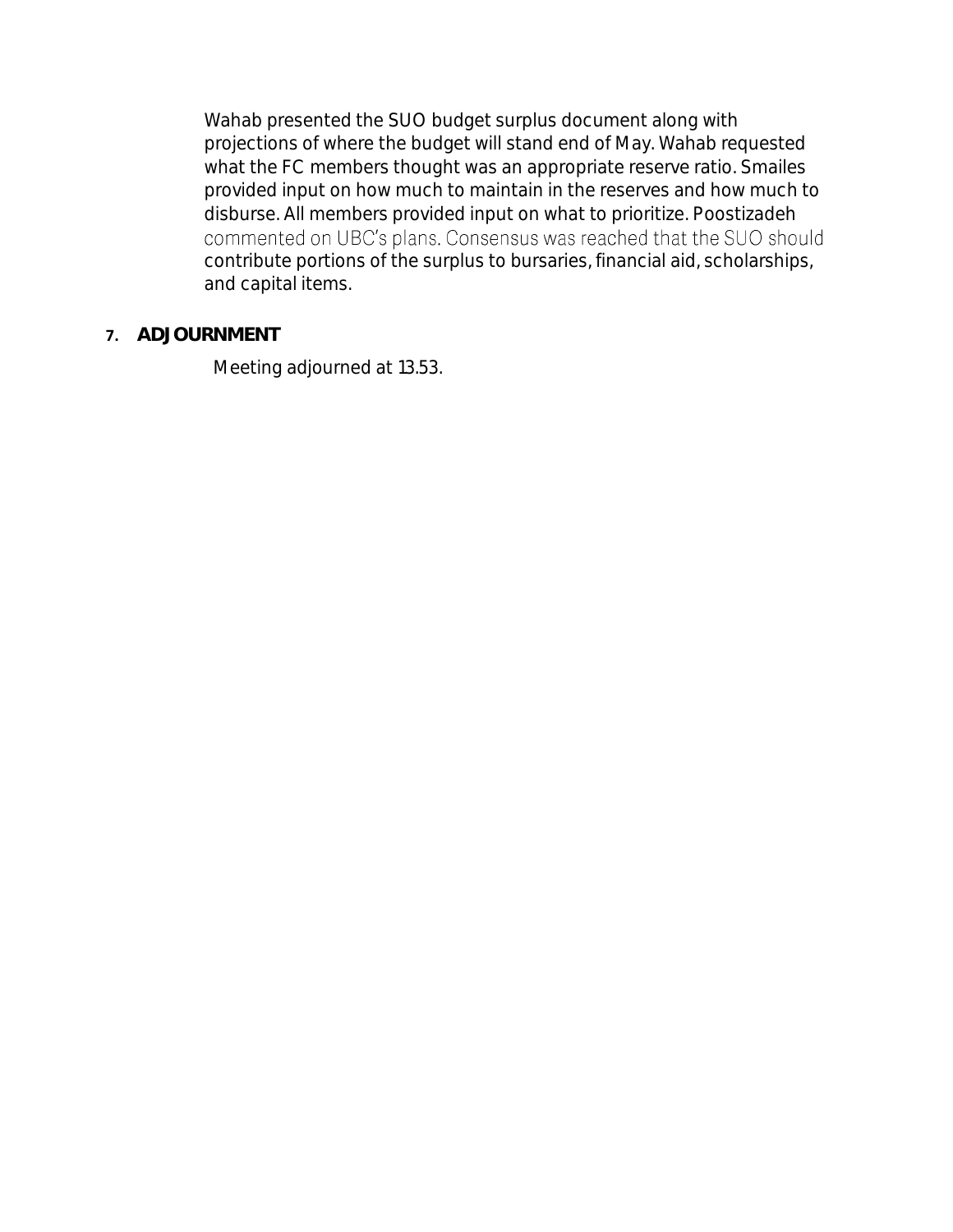Wahab presented the SUO budget surplus document along with projections of where the budget will stand end of May. Wahab requested what the FC members thought was an appropriate reserve ratio. Smailes provided input on how much to maintain in the reserves and how much to disburse. All members provided input on what to prioritize. Poostizadeh commented on UBC's plans. Consensus was reached that the SUO should contribute portions of the surplus to bursaries, financial aid, scholarships, and capital items.

## 7. ADJOURNMENT

Meeting adjourned at 13.53.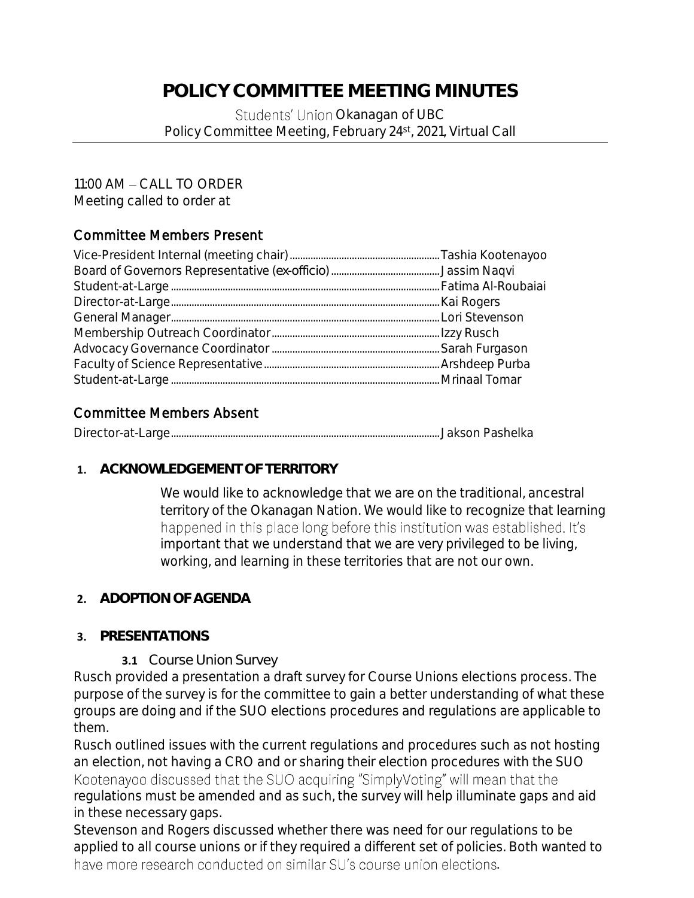# POLICY COMMITTEE MEETING MINUTES

Students' Union Okanagan of UBC
Policy Committee Meeting, February 24st, 2021, Virtual Call

11:00 AM – CALL TO ORDER
Meeting called to order at

## Committee Members Present

Vice-President Internal (meeting chair)........................................................Tashia Kootenayoo
Board of Governors Representative (ex-officio)........................................Jassim Naqvi
Student-at-Large........................................................................................Fatima Al-Roubaiai
Director-at-Large.........................................................................................Kai Rogers
General Manager.........................................................................................Lori Stevenson
Membership Outreach Coordinator..............................................................Izzy Rusch
Advocacy Governance Coordinator..............................................................Sarah Furgason
Faculty of Science Representative................................................................Arshdeep Purba
Student-at-Large.........................................................................................Mrinaal Tomar

## Committee Members Absent

Director-at-Large.........................................................................................Jakson Pashelka

### 1. ACKNOWLEDGEMENT OF TERRITORY

We would like to acknowledge that we are on the traditional, ancestral territory of the Okanagan Nation. We would like to recognize that learning happened in this place long before this institution was established. It's important that we understand that we are very privileged to be living, working, and learning in these territories that are not our own.

### 2. ADOPTION OF AGENDA

### 3. PRESENTATIONS

#### 3.1 Course Union Survey

Rusch provided a presentation a draft survey for Course Unions elections process. The purpose of the survey is for the committee to gain a better understanding of what these groups are doing and if the SUO elections procedures and regulations are applicable to them.

Rusch outlined issues with the current regulations and procedures such as not hosting an election, not having a CRO and or sharing their election procedures with the SUO

Kootenayoo discussed that the SUO acquiring "SimplyVoting" will mean that the regulations must be amended and as such, the survey will help illuminate gaps and aid in these necessary gaps.

Stevenson and Rogers discussed whether there was need for our regulations to be applied to all course unions or if they required a different set of policies. Both wanted to have more research conducted on similar SU's course union elections.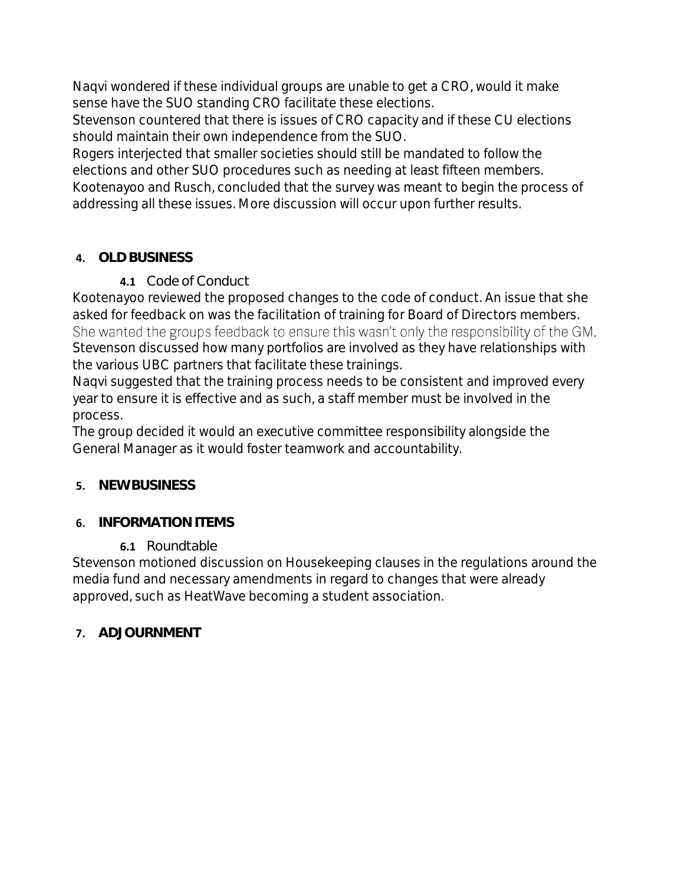Naqvi wondered if these individual groups are unable to get a CRO, would it make sense have the SUO standing CRO facilitate these elections.
Stevenson countered that there is issues of CRO capacity and if these CU elections should maintain their own independence from the SUO.
Rogers interjected that smaller societies should still be mandated to follow the elections and other SUO procedures such as needing at least fifteen members.
Kootenayoo and Rusch, concluded that the survey was meant to begin the process of addressing all these issues. More discussion will occur upon further results.

## 4. OLD BUSINESS

### 4.1 Code of Conduct

Kootenayoo reviewed the proposed changes to the code of conduct. An issue that she asked for feedback on was the facilitation of training for Board of Directors members. She wanted the groups feedback to ensure this wasn't only the responsibility of the GM.
Stevenson discussed how many portfolios are involved as they have relationships with the various UBC partners that facilitate these trainings.
Naqvi suggested that the training process needs to be consistent and improved every year to ensure it is effective and as such, a staff member must be involved in the process.
The group decided it would an executive committee responsibility alongside the General Manager as it would foster teamwork and accountability.

## 5. NEW BUSINESS

## 6. INFORMATION ITEMS

### 6.1 Roundtable

Stevenson motioned discussion on Housekeeping clauses in the regulations around the media fund and necessary amendments in regard to changes that were already approved, such as HeatWave becoming a student association.

## 7. ADJOURNMENT